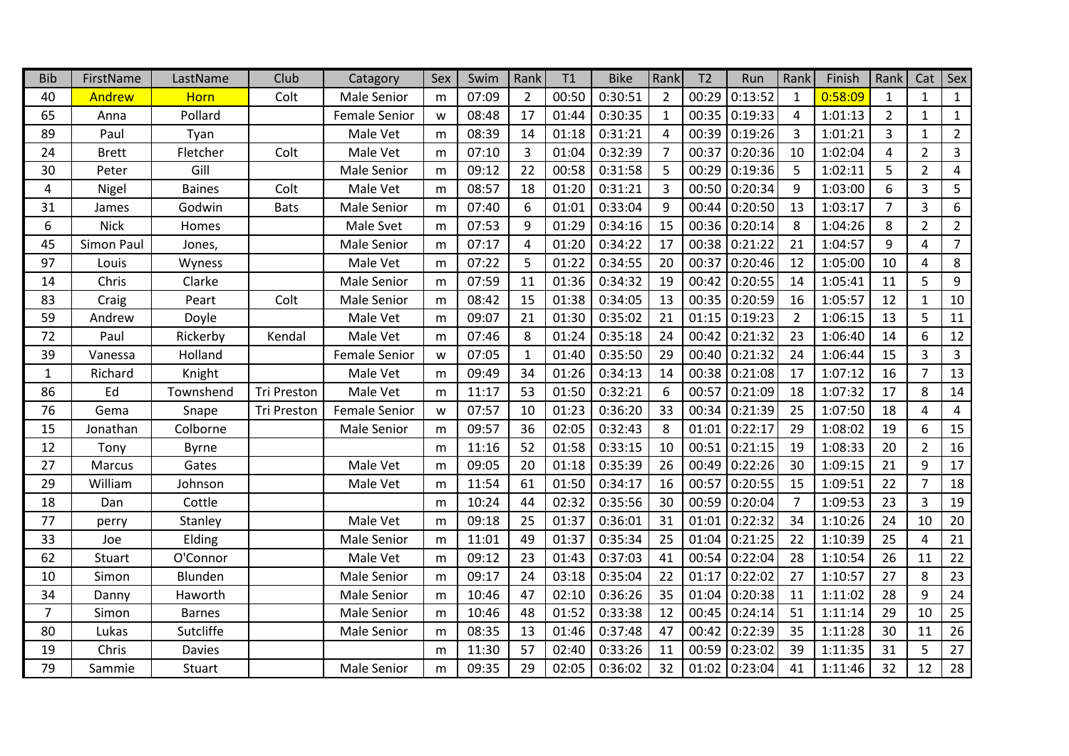| Bib | FirstName | LastName | Club | Catagory | Sex | Swim | Rank | T1 | Bike | Rank | T2 | Run | Rank | Finish | Rank | Cat | Sex |
|---|---|---|---|---|---|---|---|---|---|---|---|---|---|---|---|---|---|
| 40 | Andrew | Horn | Colt | Male Senior | m | 07:09 | 2 | 00:50 | 0:30:51 | 2 | 00:29 | 0:13:52 | 1 | 0:58:09 | 1 | 1 | 1 |
| 65 | Anna | Pollard | | Female Senior | w | 08:48 | 17 | 01:44 | 0:30:35 | 1 | 00:35 | 0:19:33 | 4 | 1:01:13 | 2 | 1 | 1 |
| 89 | Paul | Tyan | | Male Vet | m | 08:39 | 14 | 01:18 | 0:31:21 | 4 | 00:39 | 0:19:26 | 3 | 1:01:21 | 3 | 1 | 2 |
| 24 | Brett | Fletcher | Colt | Male Vet | m | 07:10 | 3 | 01:04 | 0:32:39 | 7 | 00:37 | 0:20:36 | 10 | 1:02:04 | 4 | 2 | 3 |
| 30 | Peter | Gill | | Male Senior | m | 09:12 | 22 | 00:58 | 0:31:58 | 5 | 00:29 | 0:19:36 | 5 | 1:02:11 | 5 | 2 | 4 |
| 4 | Nigel | Baines | Colt | Male Vet | m | 08:57 | 18 | 01:20 | 0:31:21 | 3 | 00:50 | 0:20:34 | 9 | 1:03:00 | 6 | 3 | 5 |
| 31 | James | Godwin | Bats | Male Senior | m | 07:40 | 6 | 01:01 | 0:33:04 | 9 | 00:44 | 0:20:50 | 13 | 1:03:17 | 7 | 3 | 6 |
| 6 | Nick | Homes | | Male Svet | m | 07:53 | 9 | 01:29 | 0:34:16 | 15 | 00:36 | 0:20:14 | 8 | 1:04:26 | 8 | 2 | 2 |
| 45 | Simon Paul | Jones, | | Male Senior | m | 07:17 | 4 | 01:20 | 0:34:22 | 17 | 00:38 | 0:21:22 | 21 | 1:04:57 | 9 | 4 | 7 |
| 97 | Louis | Wyness | | Male Vet | m | 07:22 | 5 | 01:22 | 0:34:55 | 20 | 00:37 | 0:20:46 | 12 | 1:05:00 | 10 | 4 | 8 |
| 14 | Chris | Clarke | | Male Senior | m | 07:59 | 11 | 01:36 | 0:34:32 | 19 | 00:42 | 0:20:55 | 14 | 1:05:41 | 11 | 5 | 9 |
| 83 | Craig | Peart | Colt | Male Senior | m | 08:42 | 15 | 01:38 | 0:34:05 | 13 | 00:35 | 0:20:59 | 16 | 1:05:57 | 12 | 1 | 10 |
| 59 | Andrew | Doyle | | Male Vet | m | 09:07 | 21 | 01:30 | 0:35:02 | 21 | 01:15 | 0:19:23 | 2 | 1:06:15 | 13 | 5 | 11 |
| 72 | Paul | Rickerby | Kendal | Male Vet | m | 07:46 | 8 | 01:24 | 0:35:18 | 24 | 00:42 | 0:21:32 | 23 | 1:06:40 | 14 | 6 | 12 |
| 39 | Vanessa | Holland | | Female Senior | w | 07:05 | 1 | 01:40 | 0:35:50 | 29 | 00:40 | 0:21:32 | 24 | 1:06:44 | 15 | 3 | 3 |
| 1 | Richard | Knight | | Male Vet | m | 09:49 | 34 | 01:26 | 0:34:13 | 14 | 00:38 | 0:21:08 | 17 | 1:07:12 | 16 | 7 | 13 |
| 86 | Ed | Townshend | Tri Preston | Male Vet | m | 11:17 | 53 | 01:50 | 0:32:21 | 6 | 00:57 | 0:21:09 | 18 | 1:07:32 | 17 | 8 | 14 |
| 76 | Gema | Snape | Tri Preston | Female Senior | w | 07:57 | 10 | 01:23 | 0:36:20 | 33 | 00:34 | 0:21:39 | 25 | 1:07:50 | 18 | 4 | 4 |
| 15 | Jonathan | Colborne | | Male Senior | m | 09:57 | 36 | 02:05 | 0:32:43 | 8 | 01:01 | 0:22:17 | 29 | 1:08:02 | 19 | 6 | 15 |
| 12 | Tony | Byrne | | | m | 11:16 | 52 | 01:58 | 0:33:15 | 10 | 00:51 | 0:21:15 | 19 | 1:08:33 | 20 | 2 | 16 |
| 27 | Marcus | Gates | | Male Vet | m | 09:05 | 20 | 01:18 | 0:35:39 | 26 | 00:49 | 0:22:26 | 30 | 1:09:15 | 21 | 9 | 17 |
| 29 | William | Johnson | | Male Vet | m | 11:54 | 61 | 01:50 | 0:34:17 | 16 | 00:57 | 0:20:55 | 15 | 1:09:51 | 22 | 7 | 18 |
| 18 | Dan | Cottle | | | m | 10:24 | 44 | 02:32 | 0:35:56 | 30 | 00:59 | 0:20:04 | 7 | 1:09:53 | 23 | 3 | 19 |
| 77 | perry | Stanley | | Male Vet | m | 09:18 | 25 | 01:37 | 0:36:01 | 31 | 01:01 | 0:22:32 | 34 | 1:10:26 | 24 | 10 | 20 |
| 33 | Joe | Elding | | Male Senior | m | 11:01 | 49 | 01:37 | 0:35:34 | 25 | 01:04 | 0:21:25 | 22 | 1:10:39 | 25 | 4 | 21 |
| 62 | Stuart | O'Connor | | Male Vet | m | 09:12 | 23 | 01:43 | 0:37:03 | 41 | 00:54 | 0:22:04 | 28 | 1:10:54 | 26 | 11 | 22 |
| 10 | Simon | Blunden | | Male Senior | m | 09:17 | 24 | 03:18 | 0:35:04 | 22 | 01:17 | 0:22:02 | 27 | 1:10:57 | 27 | 8 | 23 |
| 34 | Danny | Haworth | | Male Senior | m | 10:46 | 47 | 02:10 | 0:36:26 | 35 | 01:04 | 0:20:38 | 11 | 1:11:02 | 28 | 9 | 24 |
| 7 | Simon | Barnes | | Male Senior | m | 10:46 | 48 | 01:52 | 0:33:38 | 12 | 00:45 | 0:24:14 | 51 | 1:11:14 | 29 | 10 | 25 |
| 80 | Lukas | Sutcliffe | | Male Senior | m | 08:35 | 13 | 01:46 | 0:37:48 | 47 | 00:42 | 0:22:39 | 35 | 1:11:28 | 30 | 11 | 26 |
| 19 | Chris | Davies | | | m | 11:30 | 57 | 02:40 | 0:33:26 | 11 | 00:59 | 0:23:02 | 39 | 1:11:35 | 31 | 5 | 27 |
| 79 | Sammie | Stuart | | Male Senior | m | 09:35 | 29 | 02:05 | 0:36:02 | 32 | 01:02 | 0:23:04 | 41 | 1:11:46 | 32 | 12 | 28 |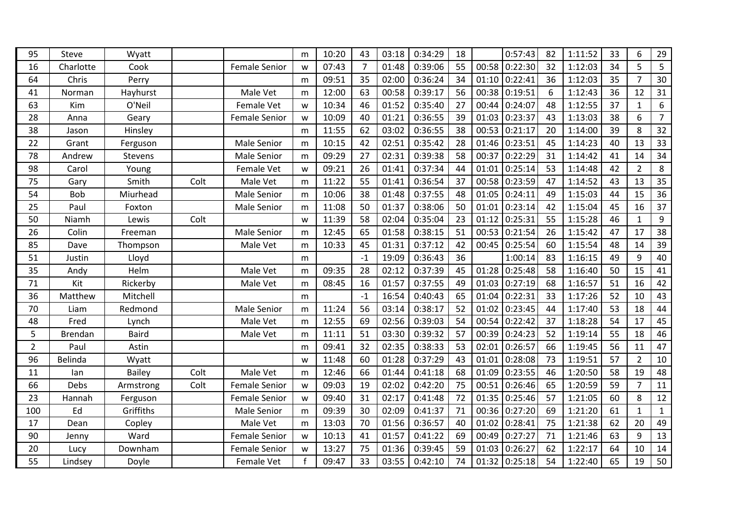| | | | | | | | | | | | | | | | | | |
|---|---|---|---|---|---|---|---|---|---|---|---|---|---|---|---|---|---|
| 95 | Steve | Wyatt | | | m | 10:20 | 43 | 03:18 | 0:34:29 | 18 | | 0:57:43 | 82 | 1:11:52 | 33 | 6 | 29 |
| 16 | Charlotte | Cook | | Female Senior | w | 07:43 | 7 | 01:48 | 0:39:06 | 55 | 00:58 | 0:22:30 | 32 | 1:12:03 | 34 | 5 | 5 |
| 64 | Chris | Perry | | | m | 09:51 | 35 | 02:00 | 0:36:24 | 34 | 01:10 | 0:22:41 | 36 | 1:12:03 | 35 | 7 | 30 |
| 41 | Norman | Hayhurst | | Male Vet | m | 12:00 | 63 | 00:58 | 0:39:17 | 56 | 00:38 | 0:19:51 | 6 | 1:12:43 | 36 | 12 | 31 |
| 63 | Kim | O'Neil | | Female Vet | w | 10:34 | 46 | 01:52 | 0:35:40 | 27 | 00:44 | 0:24:07 | 48 | 1:12:55 | 37 | 1 | 6 |
| 28 | Anna | Geary | | Female Senior | w | 10:09 | 40 | 01:21 | 0:36:55 | 39 | 01:03 | 0:23:37 | 43 | 1:13:03 | 38 | 6 | 7 |
| 38 | Jason | Hinsley | | | m | 11:55 | 62 | 03:02 | 0:36:55 | 38 | 00:53 | 0:21:17 | 20 | 1:14:00 | 39 | 8 | 32 |
| 22 | Grant | Ferguson | | Male Senior | m | 10:15 | 42 | 02:51 | 0:35:42 | 28 | 01:46 | 0:23:51 | 45 | 1:14:23 | 40 | 13 | 33 |
| 78 | Andrew | Stevens | | Male Senior | m | 09:29 | 27 | 02:31 | 0:39:38 | 58 | 00:37 | 0:22:29 | 31 | 1:14:42 | 41 | 14 | 34 |
| 98 | Carol | Young | | Female Vet | w | 09:21 | 26 | 01:41 | 0:37:34 | 44 | 01:01 | 0:25:14 | 53 | 1:14:48 | 42 | 2 | 8 |
| 75 | Gary | Smith | Colt | Male Vet | m | 11:22 | 55 | 01:41 | 0:36:54 | 37 | 00:58 | 0:23:59 | 47 | 1:14:52 | 43 | 13 | 35 |
| 54 | Bob | Miurhead | | Male Senior | m | 10:06 | 38 | 01:48 | 0:37:55 | 48 | 01:05 | 0:24:11 | 49 | 1:15:03 | 44 | 15 | 36 |
| 25 | Paul | Foxton | | Male Senior | m | 11:08 | 50 | 01:37 | 0:38:06 | 50 | 01:01 | 0:23:14 | 42 | 1:15:04 | 45 | 16 | 37 |
| 50 | Niamh | Lewis | Colt | | w | 11:39 | 58 | 02:04 | 0:35:04 | 23 | 01:12 | 0:25:31 | 55 | 1:15:28 | 46 | 1 | 9 |
| 26 | Colin | Freeman | | Male Senior | m | 12:45 | 65 | 01:58 | 0:38:15 | 51 | 00:53 | 0:21:54 | 26 | 1:15:42 | 47 | 17 | 38 |
| 85 | Dave | Thompson | | Male Vet | m | 10:33 | 45 | 01:31 | 0:37:12 | 42 | 00:45 | 0:25:54 | 60 | 1:15:54 | 48 | 14 | 39 |
| 51 | Justin | Lloyd | | | m | | -1 | 19:09 | 0:36:43 | 36 | | 1:00:14 | 83 | 1:16:15 | 49 | 9 | 40 |
| 35 | Andy | Helm | | Male Vet | m | 09:35 | 28 | 02:12 | 0:37:39 | 45 | 01:28 | 0:25:48 | 58 | 1:16:40 | 50 | 15 | 41 |
| 71 | Kit | Rickerby | | Male Vet | m | 08:45 | 16 | 01:57 | 0:37:55 | 49 | 01:03 | 0:27:19 | 68 | 1:16:57 | 51 | 16 | 42 |
| 36 | Matthew | Mitchell | | | m | | -1 | 16:54 | 0:40:43 | 65 | 01:04 | 0:22:31 | 33 | 1:17:26 | 52 | 10 | 43 |
| 70 | Liam | Redmond | | Male Senior | m | 11:24 | 56 | 03:14 | 0:38:17 | 52 | 01:02 | 0:23:45 | 44 | 1:17:40 | 53 | 18 | 44 |
| 48 | Fred | Lynch | | Male Vet | m | 12:55 | 69 | 02:56 | 0:39:03 | 54 | 00:54 | 0:22:42 | 37 | 1:18:28 | 54 | 17 | 45 |
| 5 | Brendan | Baird | | Male Vet | m | 11:11 | 51 | 03:30 | 0:39:32 | 57 | 00:39 | 0:24:23 | 52 | 1:19:14 | 55 | 18 | 46 |
| 2 | Paul | Astin | | | m | 09:41 | 32 | 02:35 | 0:38:33 | 53 | 02:01 | 0:26:57 | 66 | 1:19:45 | 56 | 11 | 47 |
| 96 | Belinda | Wyatt | | | w | 11:48 | 60 | 01:28 | 0:37:29 | 43 | 01:01 | 0:28:08 | 73 | 1:19:51 | 57 | 2 | 10 |
| 11 | Ian | Bailey | Colt | Male Vet | m | 12:46 | 66 | 01:44 | 0:41:18 | 68 | 01:09 | 0:23:55 | 46 | 1:20:50 | 58 | 19 | 48 |
| 66 | Debs | Armstrong | Colt | Female Senior | w | 09:03 | 19 | 02:02 | 0:42:20 | 75 | 00:51 | 0:26:46 | 65 | 1:20:59 | 59 | 7 | 11 |
| 23 | Hannah | Ferguson | | Female Senior | w | 09:40 | 31 | 02:17 | 0:41:48 | 72 | 01:35 | 0:25:46 | 57 | 1:21:05 | 60 | 8 | 12 |
| 100 | Ed | Griffiths | | Male Senior | m | 09:39 | 30 | 02:09 | 0:41:37 | 71 | 00:36 | 0:27:20 | 69 | 1:21:20 | 61 | 1 | 1 |
| 17 | Dean | Copley | | Male Vet | m | 13:03 | 70 | 01:56 | 0:36:57 | 40 | 01:02 | 0:28:41 | 75 | 1:21:38 | 62 | 20 | 49 |
| 90 | Jenny | Ward | | Female Senior | w | 10:13 | 41 | 01:57 | 0:41:22 | 69 | 00:49 | 0:27:27 | 71 | 1:21:46 | 63 | 9 | 13 |
| 20 | Lucy | Downham | | Female Senior | w | 13:27 | 75 | 01:36 | 0:39:45 | 59 | 01:03 | 0:26:27 | 62 | 1:22:17 | 64 | 10 | 14 |
| 55 | Lindsey | Doyle | | Female Vet | f | 09:47 | 33 | 03:55 | 0:42:10 | 74 | 01:32 | 0:25:18 | 54 | 1:22:40 | 65 | 19 | 50 |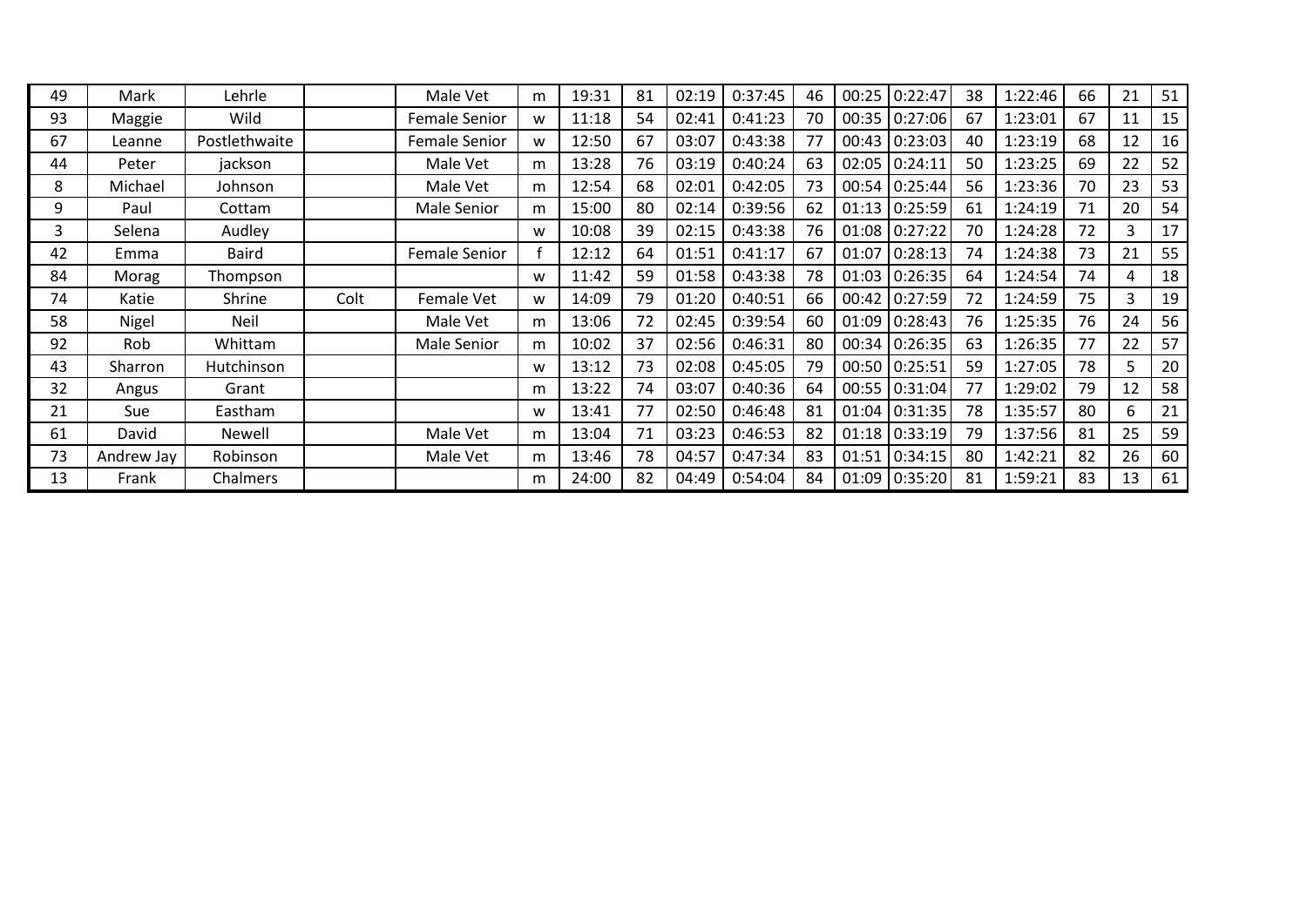| | | | | | | | | | | | | | | | | | | |
|---|---|---|---|---|---|---|---|---|---|---|---|---|---|---|---|---|---|---|
| 49 | Mark | Lehrle | | Male Vet | m | 19:31 | 81 | 02:19 | 0:37:45 | 46 | 00:25 | 0:22:47 | 38 | 1:22:46 | 66 | 21 | 51 |
| 93 | Maggie | Wild | | Female Senior | w | 11:18 | 54 | 02:41 | 0:41:23 | 70 | 00:35 | 0:27:06 | 67 | 1:23:01 | 67 | 11 | 15 |
| 67 | Leanne | Postlethwaite | | Female Senior | w | 12:50 | 67 | 03:07 | 0:43:38 | 77 | 00:43 | 0:23:03 | 40 | 1:23:19 | 68 | 12 | 16 |
| 44 | Peter | jackson | | Male Vet | m | 13:28 | 76 | 03:19 | 0:40:24 | 63 | 02:05 | 0:24:11 | 50 | 1:23:25 | 69 | 22 | 52 |
| 8 | Michael | Johnson | | Male Vet | m | 12:54 | 68 | 02:01 | 0:42:05 | 73 | 00:54 | 0:25:44 | 56 | 1:23:36 | 70 | 23 | 53 |
| 9 | Paul | Cottam | | Male Senior | m | 15:00 | 80 | 02:14 | 0:39:56 | 62 | 01:13 | 0:25:59 | 61 | 1:24:19 | 71 | 20 | 54 |
| 3 | Selena | Audley | | | w | 10:08 | 39 | 02:15 | 0:43:38 | 76 | 01:08 | 0:27:22 | 70 | 1:24:28 | 72 | 3 | 17 |
| 42 | Emma | Baird | | Female Senior | f | 12:12 | 64 | 01:51 | 0:41:17 | 67 | 01:07 | 0:28:13 | 74 | 1:24:38 | 73 | 21 | 55 |
| 84 | Morag | Thompson | | | w | 11:42 | 59 | 01:58 | 0:43:38 | 78 | 01:03 | 0:26:35 | 64 | 1:24:54 | 74 | 4 | 18 |
| 74 | Katie | Shrine | Colt | Female Vet | w | 14:09 | 79 | 01:20 | 0:40:51 | 66 | 00:42 | 0:27:59 | 72 | 1:24:59 | 75 | 3 | 19 |
| 58 | Nigel | Neil | | Male Vet | m | 13:06 | 72 | 02:45 | 0:39:54 | 60 | 01:09 | 0:28:43 | 76 | 1:25:35 | 76 | 24 | 56 |
| 92 | Rob | Whittam | | Male Senior | m | 10:02 | 37 | 02:56 | 0:46:31 | 80 | 00:34 | 0:26:35 | 63 | 1:26:35 | 77 | 22 | 57 |
| 43 | Sharron | Hutchinson | | | w | 13:12 | 73 | 02:08 | 0:45:05 | 79 | 00:50 | 0:25:51 | 59 | 1:27:05 | 78 | 5 | 20 |
| 32 | Angus | Grant | | | m | 13:22 | 74 | 03:07 | 0:40:36 | 64 | 00:55 | 0:31:04 | 77 | 1:29:02 | 79 | 12 | 58 |
| 21 | Sue | Eastham | | | w | 13:41 | 77 | 02:50 | 0:46:48 | 81 | 01:04 | 0:31:35 | 78 | 1:35:57 | 80 | 6 | 21 |
| 61 | David | Newell | | Male Vet | m | 13:04 | 71 | 03:23 | 0:46:53 | 82 | 01:18 | 0:33:19 | 79 | 1:37:56 | 81 | 25 | 59 |
| 73 | Andrew Jay | Robinson | | Male Vet | m | 13:46 | 78 | 04:57 | 0:47:34 | 83 | 01:51 | 0:34:15 | 80 | 1:42:21 | 82 | 26 | 60 |
| 13 | Frank | Chalmers | | | m | 24:00 | 82 | 04:49 | 0:54:04 | 84 | 01:09 | 0:35:20 | 81 | 1:59:21 | 83 | 13 | 61 |